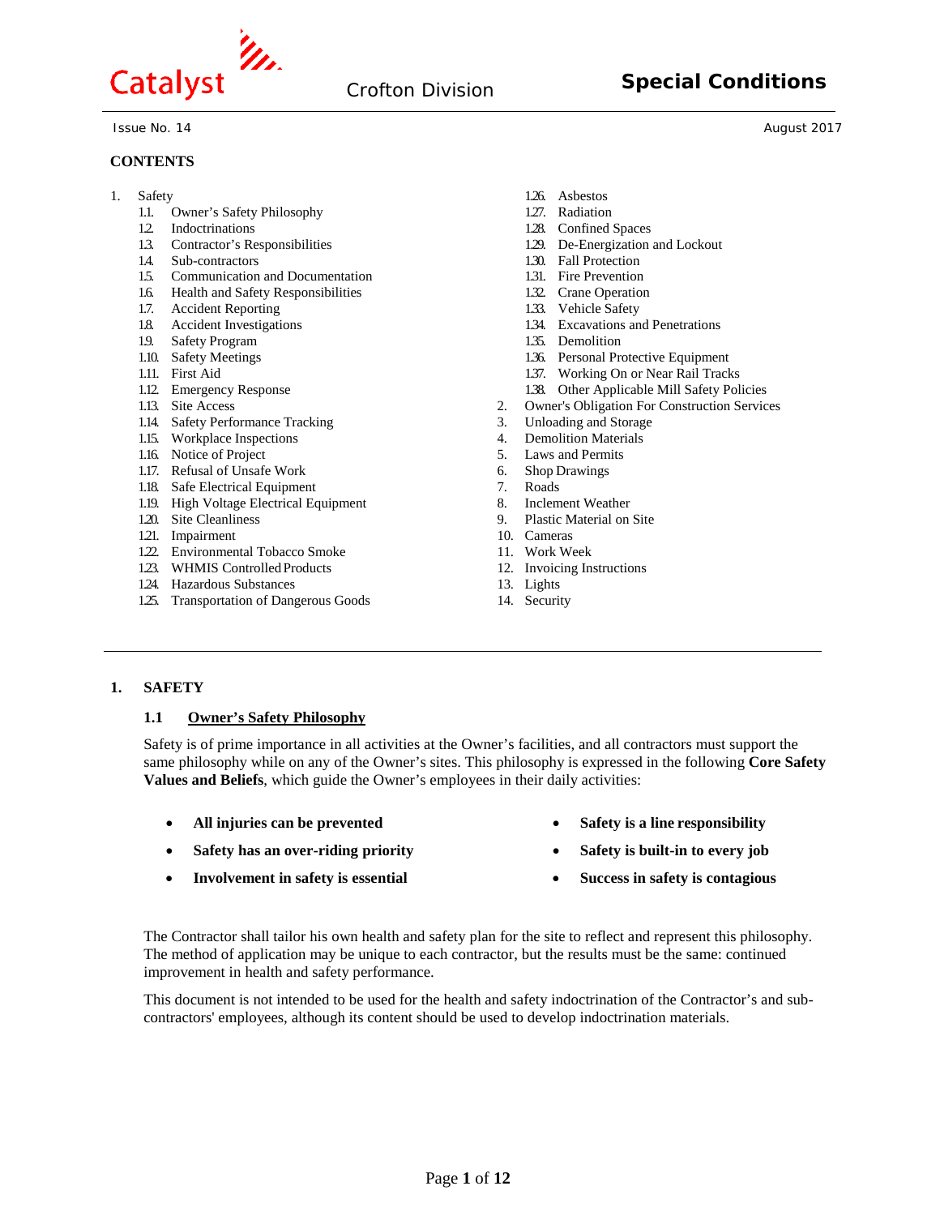Catalyst — Crofton Division — **Special Conditions**

Issue No. 14 — August 2017

**CONTENTS**

1. Safety
   - 1.1. Owner's Safety Philosophy
   - 1.2. Indoctrinations
   - 1.3. Contractor's Responsibilities
   - 1.4. Sub-contractors
   - 1.5. Communication and Documentation
   - 1.6. Health and Safety Responsibilities
   - 1.7. Accident Reporting
   - 1.8. Accident Investigations
   - 1.9. Safety Program
   - 1.10. Safety Meetings
   - 1.11. First Aid
   - 1.12. Emergency Response
   - 1.13. Site Access
   - 1.14. Safety Performance Tracking
   - 1.15. Workplace Inspections
   - 1.16. Notice of Project
   - 1.17. Refusal of Unsafe Work
   - 1.18. Safe Electrical Equipment
   - 1.19. High Voltage Electrical Equipment
   - 1.20. Site Cleanliness
   - 1.21. Impairment
   - 1.22. Environmental Tobacco Smoke
   - 1.23. WHMIS Controlled Products
   - 1.24. Hazardous Substances
   - 1.25. Transportation of Dangerous Goods
   - 1.26. Asbestos
   - 1.27. Radiation
   - 1.28. Confined Spaces
   - 1.29. De-Energization and Lockout
   - 1.30. Fall Protection
   - 1.31. Fire Prevention
   - 1.32. Crane Operation
   - 1.33. Vehicle Safety
   - 1.34. Excavations and Penetrations
   - 1.35. Demolition
   - 1.36. Personal Protective Equipment
   - 1.37. Working On or Near Rail Tracks
   - 1.38. Other Applicable Mill Safety Policies
2. Owner's Obligation For Construction Services
3. Unloading and Storage
4. Demolition Materials
5. Laws and Permits
6. Shop Drawings
7. Roads
8. Inclement Weather
9. Plastic Material on Site
10. Cameras
11. Work Week
12. Invoicing Instructions
13. Lights
14. Security

---

# 1. SAFETY

## 1.1 Owner's Safety Philosophy

Safety is of prime importance in all activities at the Owner's facilities, and all contractors must support the same philosophy while on any of the Owner's sites. This philosophy is expressed in the following **Core Safety Values and Beliefs**, which guide the Owner's employees in their daily activities:

- **All injuries can be prevented**
- **Safety has an over-riding priority**
- **Involvement in safety is essential**
- **Safety is a line responsibility**
- **Safety is built-in to every job**
- **Success in safety is contagious**

The Contractor shall tailor his own health and safety plan for the site to reflect and represent this philosophy. The method of application may be unique to each contractor, but the results must be the same: continued improvement in health and safety performance.

This document is not intended to be used for the health and safety indoctrination of the Contractor's and sub-contractors' employees, although its content should be used to develop indoctrination materials.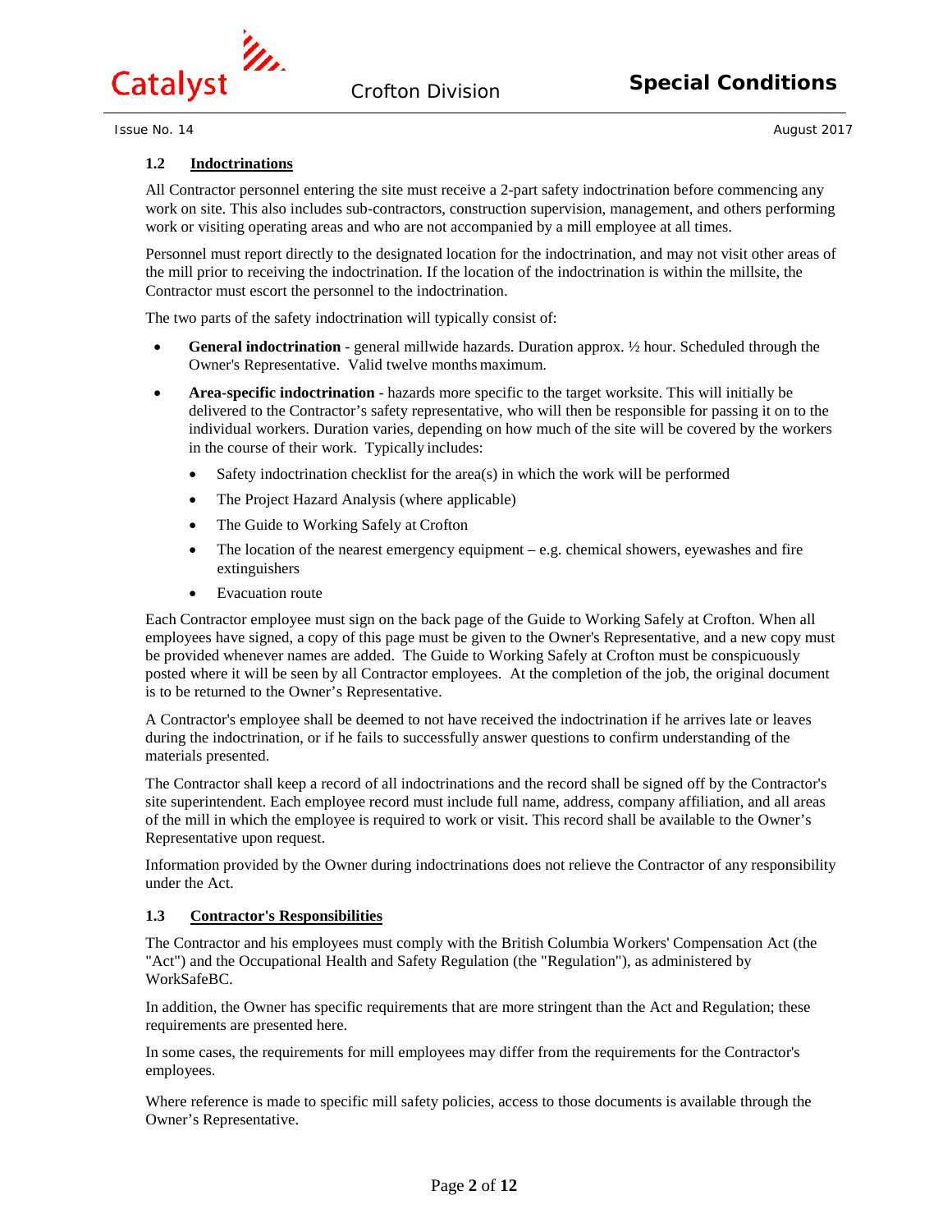### 1.2 Indoctrinations

All Contractor personnel entering the site must receive a 2-part safety indoctrination before commencing any work on site. This also includes sub-contractors, construction supervision, management, and others performing work or visiting operating areas and who are not accompanied by a mill employee at all times.

Personnel must report directly to the designated location for the indoctrination, and may not visit other areas of the mill prior to receiving the indoctrination. If the location of the indoctrination is within the millsite, the Contractor must escort the personnel to the indoctrination.

The two parts of the safety indoctrination will typically consist of:

- **General indoctrination** - general millwide hazards. Duration approx. ½ hour. Scheduled through the Owner's Representative. Valid twelve months maximum.
- **Area-specific indoctrination** - hazards more specific to the target worksite. This will initially be delivered to the Contractor's safety representative, who will then be responsible for passing it on to the individual workers. Duration varies, depending on how much of the site will be covered by the workers in the course of their work. Typically includes:
  - Safety indoctrination checklist for the area(s) in which the work will be performed
  - The Project Hazard Analysis (where applicable)
  - The Guide to Working Safely at Crofton
  - The location of the nearest emergency equipment – e.g. chemical showers, eyewashes and fire extinguishers
  - Evacuation route

Each Contractor employee must sign on the back page of the Guide to Working Safely at Crofton. When all employees have signed, a copy of this page must be given to the Owner's Representative, and a new copy must be provided whenever names are added. The Guide to Working Safely at Crofton must be conspicuously posted where it will be seen by all Contractor employees. At the completion of the job, the original document is to be returned to the Owner's Representative.

A Contractor's employee shall be deemed to not have received the indoctrination if he arrives late or leaves during the indoctrination, or if he fails to successfully answer questions to confirm understanding of the materials presented.

The Contractor shall keep a record of all indoctrinations and the record shall be signed off by the Contractor's site superintendent. Each employee record must include full name, address, company affiliation, and all areas of the mill in which the employee is required to work or visit. This record shall be available to the Owner's Representative upon request.

Information provided by the Owner during indoctrinations does not relieve the Contractor of any responsibility under the Act.

### 1.3 Contractor's Responsibilities

The Contractor and his employees must comply with the British Columbia Workers' Compensation Act (the "Act") and the Occupational Health and Safety Regulation (the "Regulation"), as administered by WorkSafeBC.

In addition, the Owner has specific requirements that are more stringent than the Act and Regulation; these requirements are presented here.

In some cases, the requirements for mill employees may differ from the requirements for the Contractor's employees.

Where reference is made to specific mill safety policies, access to those documents is available through the Owner's Representative.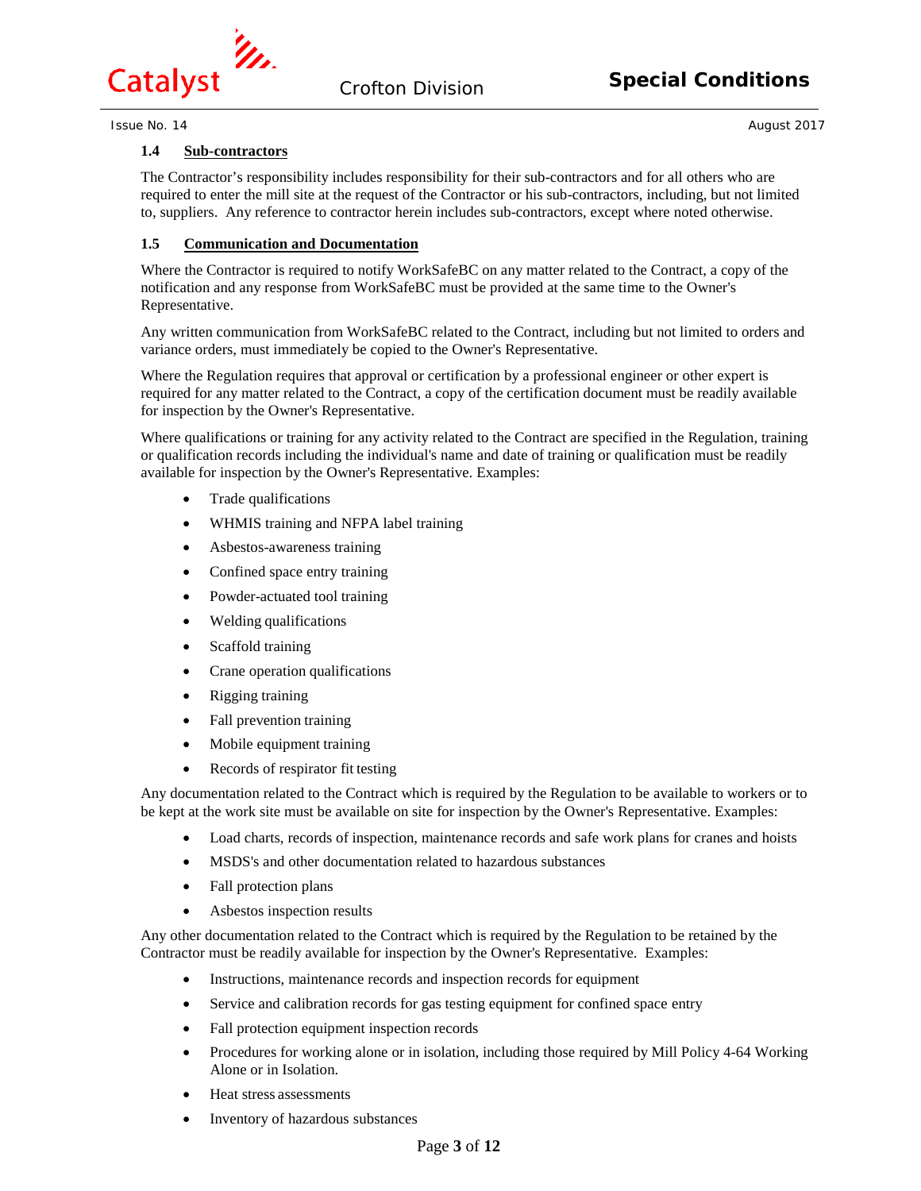### 1.4 Sub-contractors

The Contractor's responsibility includes responsibility for their sub-contractors and for all others who are required to enter the mill site at the request of the Contractor or his sub-contractors, including, but not limited to, suppliers. Any reference to contractor herein includes sub-contractors, except where noted otherwise.

### 1.5 Communication and Documentation

Where the Contractor is required to notify WorkSafeBC on any matter related to the Contract, a copy of the notification and any response from WorkSafeBC must be provided at the same time to the Owner's Representative.

Any written communication from WorkSafeBC related to the Contract, including but not limited to orders and variance orders, must immediately be copied to the Owner's Representative.

Where the Regulation requires that approval or certification by a professional engineer or other expert is required for any matter related to the Contract, a copy of the certification document must be readily available for inspection by the Owner's Representative.

Where qualifications or training for any activity related to the Contract are specified in the Regulation, training or qualification records including the individual's name and date of training or qualification must be readily available for inspection by the Owner's Representative. Examples:

- Trade qualifications
- WHMIS training and NFPA label training
- Asbestos-awareness training
- Confined space entry training
- Powder-actuated tool training
- Welding qualifications
- Scaffold training
- Crane operation qualifications
- Rigging training
- Fall prevention training
- Mobile equipment training
- Records of respirator fit testing

Any documentation related to the Contract which is required by the Regulation to be available to workers or to be kept at the work site must be available on site for inspection by the Owner's Representative. Examples:

- Load charts, records of inspection, maintenance records and safe work plans for cranes and hoists
- MSDS's and other documentation related to hazardous substances
- Fall protection plans
- Asbestos inspection results

Any other documentation related to the Contract which is required by the Regulation to be retained by the Contractor must be readily available for inspection by the Owner's Representative. Examples:

- Instructions, maintenance records and inspection records for equipment
- Service and calibration records for gas testing equipment for confined space entry
- Fall protection equipment inspection records
- Procedures for working alone or in isolation, including those required by Mill Policy 4-64 Working Alone or in Isolation.
- Heat stress assessments
- Inventory of hazardous substances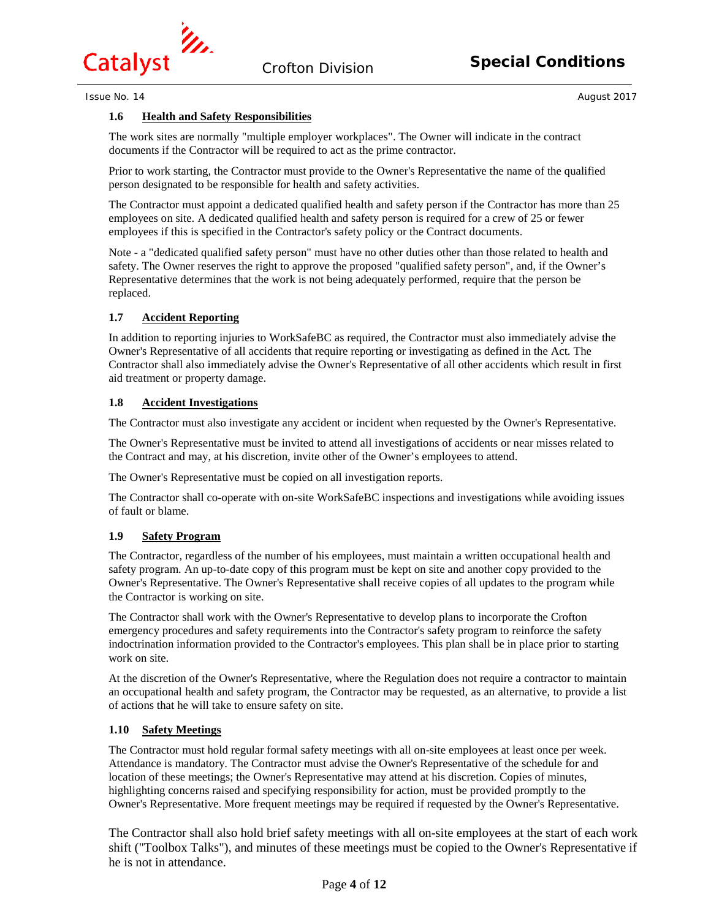### 1.6 Health and Safety Responsibilities

The work sites are normally "multiple employer workplaces". The Owner will indicate in the contract documents if the Contractor will be required to act as the prime contractor.

Prior to work starting, the Contractor must provide to the Owner's Representative the name of the qualified person designated to be responsible for health and safety activities.

The Contractor must appoint a dedicated qualified health and safety person if the Contractor has more than 25 employees on site. A dedicated qualified health and safety person is required for a crew of 25 or fewer employees if this is specified in the Contractor's safety policy or the Contract documents.

Note - a "dedicated qualified safety person" must have no other duties other than those related to health and safety. The Owner reserves the right to approve the proposed "qualified safety person", and, if the Owner's Representative determines that the work is not being adequately performed, require that the person be replaced.

### 1.7 Accident Reporting

In addition to reporting injuries to WorkSafeBC as required, the Contractor must also immediately advise the Owner's Representative of all accidents that require reporting or investigating as defined in the Act. The Contractor shall also immediately advise the Owner's Representative of all other accidents which result in first aid treatment or property damage.

### 1.8 Accident Investigations

The Contractor must also investigate any accident or incident when requested by the Owner's Representative.

The Owner's Representative must be invited to attend all investigations of accidents or near misses related to the Contract and may, at his discretion, invite other of the Owner's employees to attend.

The Owner's Representative must be copied on all investigation reports.

The Contractor shall co-operate with on-site WorkSafeBC inspections and investigations while avoiding issues of fault or blame.

### 1.9 Safety Program

The Contractor, regardless of the number of his employees, must maintain a written occupational health and safety program. An up-to-date copy of this program must be kept on site and another copy provided to the Owner's Representative. The Owner's Representative shall receive copies of all updates to the program while the Contractor is working on site.

The Contractor shall work with the Owner's Representative to develop plans to incorporate the Crofton emergency procedures and safety requirements into the Contractor's safety program to reinforce the safety indoctrination information provided to the Contractor's employees. This plan shall be in place prior to starting work on site.

At the discretion of the Owner's Representative, where the Regulation does not require a contractor to maintain an occupational health and safety program, the Contractor may be requested, as an alternative, to provide a list of actions that he will take to ensure safety on site.

### 1.10 Safety Meetings

The Contractor must hold regular formal safety meetings with all on-site employees at least once per week. Attendance is mandatory. The Contractor must advise the Owner's Representative of the schedule for and location of these meetings; the Owner's Representative may attend at his discretion. Copies of minutes, highlighting concerns raised and specifying responsibility for action, must be provided promptly to the Owner's Representative. More frequent meetings may be required if requested by the Owner's Representative.

The Contractor shall also hold brief safety meetings with all on-site employees at the start of each work shift ("Toolbox Talks"), and minutes of these meetings must be copied to the Owner's Representative if he is not in attendance.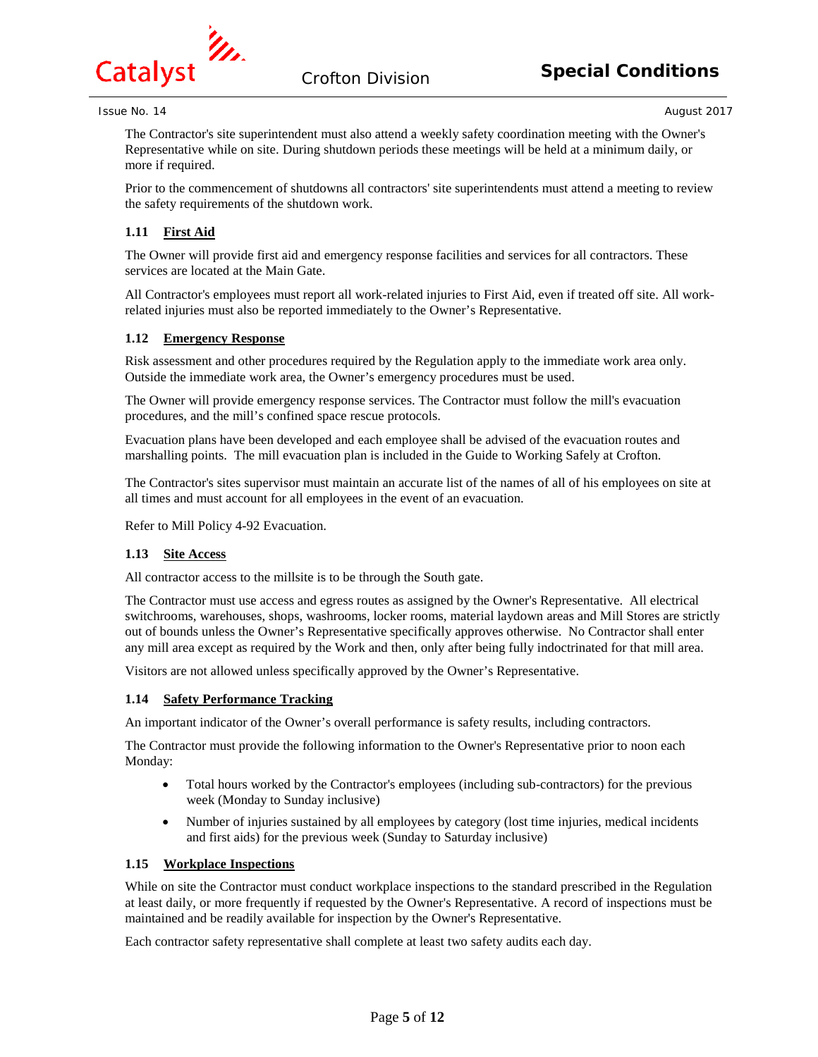The Contractor's site superintendent must also attend a weekly safety coordination meeting with the Owner's Representative while on site. During shutdown periods these meetings will be held at a minimum daily, or more if required.

Prior to the commencement of shutdowns all contractors' site superintendents must attend a meeting to review the safety requirements of the shutdown work.

### 1.11 First Aid

The Owner will provide first aid and emergency response facilities and services for all contractors. These services are located at the Main Gate.

All Contractor's employees must report all work-related injuries to First Aid, even if treated off site. All work-related injuries must also be reported immediately to the Owner's Representative.

### 1.12 Emergency Response

Risk assessment and other procedures required by the Regulation apply to the immediate work area only. Outside the immediate work area, the Owner's emergency procedures must be used.

The Owner will provide emergency response services. The Contractor must follow the mill's evacuation procedures, and the mill's confined space rescue protocols.

Evacuation plans have been developed and each employee shall be advised of the evacuation routes and marshalling points. The mill evacuation plan is included in the Guide to Working Safely at Crofton.

The Contractor's sites supervisor must maintain an accurate list of the names of all of his employees on site at all times and must account for all employees in the event of an evacuation.

Refer to Mill Policy 4-92 Evacuation.

### 1.13 Site Access

All contractor access to the millsite is to be through the South gate.

The Contractor must use access and egress routes as assigned by the Owner's Representative. All electrical switchrooms, warehouses, shops, washrooms, locker rooms, material laydown areas and Mill Stores are strictly out of bounds unless the Owner's Representative specifically approves otherwise. No Contractor shall enter any mill area except as required by the Work and then, only after being fully indoctrinated for that mill area.

Visitors are not allowed unless specifically approved by the Owner's Representative.

### 1.14 Safety Performance Tracking

An important indicator of the Owner's overall performance is safety results, including contractors.

The Contractor must provide the following information to the Owner's Representative prior to noon each Monday:

- Total hours worked by the Contractor's employees (including sub-contractors) for the previous week (Monday to Sunday inclusive)
- Number of injuries sustained by all employees by category (lost time injuries, medical incidents and first aids) for the previous week (Sunday to Saturday inclusive)

### 1.15 Workplace Inspections

While on site the Contractor must conduct workplace inspections to the standard prescribed in the Regulation at least daily, or more frequently if requested by the Owner's Representative. A record of inspections must be maintained and be readily available for inspection by the Owner's Representative.

Each contractor safety representative shall complete at least two safety audits each day.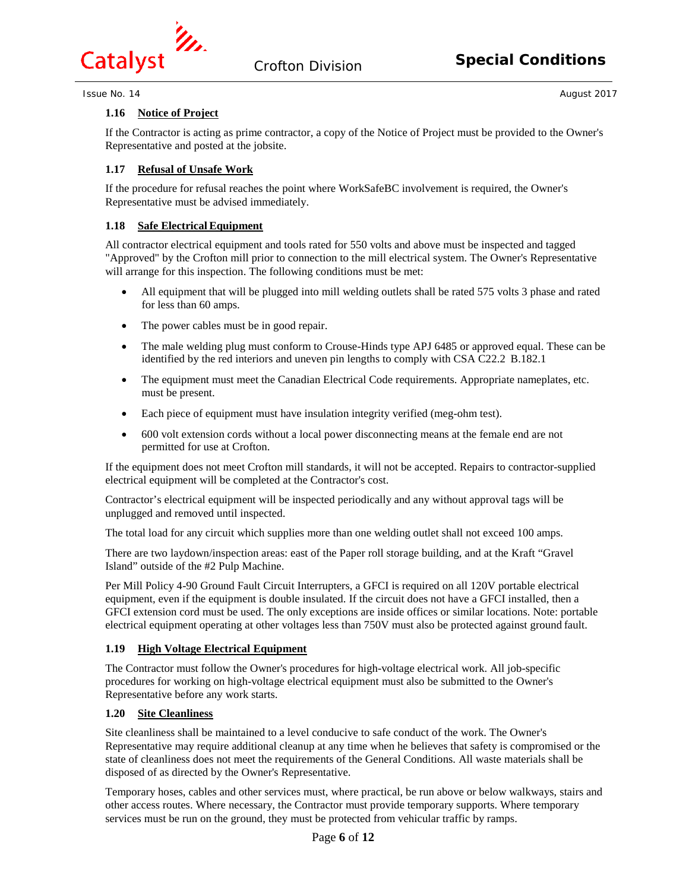### 1.16 Notice of Project

If the Contractor is acting as prime contractor, a copy of the Notice of Project must be provided to the Owner's Representative and posted at the jobsite.

### 1.17 Refusal of Unsafe Work

If the procedure for refusal reaches the point where WorkSafeBC involvement is required, the Owner's Representative must be advised immediately.

### 1.18 Safe Electrical Equipment

All contractor electrical equipment and tools rated for 550 volts and above must be inspected and tagged "Approved" by the Crofton mill prior to connection to the mill electrical system. The Owner's Representative will arrange for this inspection. The following conditions must be met:

- All equipment that will be plugged into mill welding outlets shall be rated 575 volts 3 phase and rated for less than 60 amps.
- The power cables must be in good repair.
- The male welding plug must conform to Crouse-Hinds type APJ 6485 or approved equal. These can be identified by the red interiors and uneven pin lengths to comply with CSA C22.2 B.182.1
- The equipment must meet the Canadian Electrical Code requirements. Appropriate nameplates, etc. must be present.
- Each piece of equipment must have insulation integrity verified (meg-ohm test).
- 600 volt extension cords without a local power disconnecting means at the female end are not permitted for use at Crofton.

If the equipment does not meet Crofton mill standards, it will not be accepted. Repairs to contractor-supplied electrical equipment will be completed at the Contractor's cost.

Contractor's electrical equipment will be inspected periodically and any without approval tags will be unplugged and removed until inspected.

The total load for any circuit which supplies more than one welding outlet shall not exceed 100 amps.

There are two laydown/inspection areas: east of the Paper roll storage building, and at the Kraft "Gravel Island" outside of the #2 Pulp Machine.

Per Mill Policy 4-90 Ground Fault Circuit Interrupters, a GFCI is required on all 120V portable electrical equipment, even if the equipment is double insulated. If the circuit does not have a GFCI installed, then a GFCI extension cord must be used. The only exceptions are inside offices or similar locations. Note: portable electrical equipment operating at other voltages less than 750V must also be protected against ground fault.

### 1.19 High Voltage Electrical Equipment

The Contractor must follow the Owner's procedures for high-voltage electrical work. All job-specific procedures for working on high-voltage electrical equipment must also be submitted to the Owner's Representative before any work starts.

### 1.20 Site Cleanliness

Site cleanliness shall be maintained to a level conducive to safe conduct of the work. The Owner's Representative may require additional cleanup at any time when he believes that safety is compromised or the state of cleanliness does not meet the requirements of the General Conditions. All waste materials shall be disposed of as directed by the Owner's Representative.

Temporary hoses, cables and other services must, where practical, be run above or below walkways, stairs and other access routes. Where necessary, the Contractor must provide temporary supports. Where temporary services must be run on the ground, they must be protected from vehicular traffic by ramps.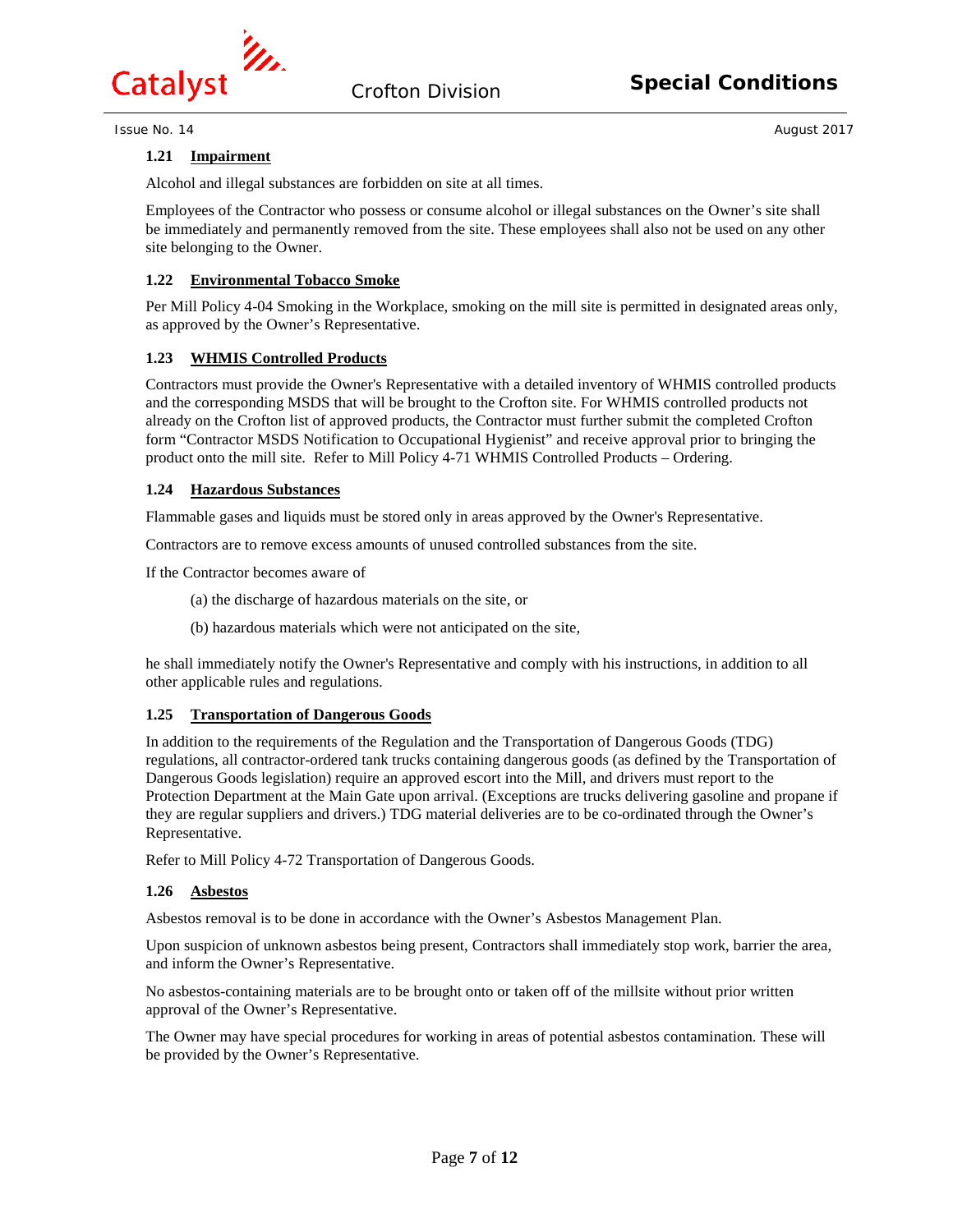### 1.21 Impairment

Alcohol and illegal substances are forbidden on site at all times.

Employees of the Contractor who possess or consume alcohol or illegal substances on the Owner's site shall be immediately and permanently removed from the site. These employees shall also not be used on any other site belonging to the Owner.

### 1.22 Environmental Tobacco Smoke

Per Mill Policy 4-04 Smoking in the Workplace, smoking on the mill site is permitted in designated areas only, as approved by the Owner's Representative.

### 1.23 WHMIS Controlled Products

Contractors must provide the Owner's Representative with a detailed inventory of WHMIS controlled products and the corresponding MSDS that will be brought to the Crofton site. For WHMIS controlled products not already on the Crofton list of approved products, the Contractor must further submit the completed Crofton form "Contractor MSDS Notification to Occupational Hygienist" and receive approval prior to bringing the product onto the mill site. Refer to Mill Policy 4-71 WHMIS Controlled Products – Ordering.

### 1.24 Hazardous Substances

Flammable gases and liquids must be stored only in areas approved by the Owner's Representative.

Contractors are to remove excess amounts of unused controlled substances from the site.

If the Contractor becomes aware of

(a) the discharge of hazardous materials on the site, or

(b) hazardous materials which were not anticipated on the site,

he shall immediately notify the Owner's Representative and comply with his instructions, in addition to all other applicable rules and regulations.

### 1.25 Transportation of Dangerous Goods

In addition to the requirements of the Regulation and the Transportation of Dangerous Goods (TDG) regulations, all contractor-ordered tank trucks containing dangerous goods (as defined by the Transportation of Dangerous Goods legislation) require an approved escort into the Mill, and drivers must report to the Protection Department at the Main Gate upon arrival. (Exceptions are trucks delivering gasoline and propane if they are regular suppliers and drivers.) TDG material deliveries are to be co-ordinated through the Owner's Representative.

Refer to Mill Policy 4-72 Transportation of Dangerous Goods.

### 1.26 Asbestos

Asbestos removal is to be done in accordance with the Owner's Asbestos Management Plan.

Upon suspicion of unknown asbestos being present, Contractors shall immediately stop work, barrier the area, and inform the Owner's Representative.

No asbestos-containing materials are to be brought onto or taken off of the millsite without prior written approval of the Owner's Representative.

The Owner may have special procedures for working in areas of potential asbestos contamination. These will be provided by the Owner's Representative.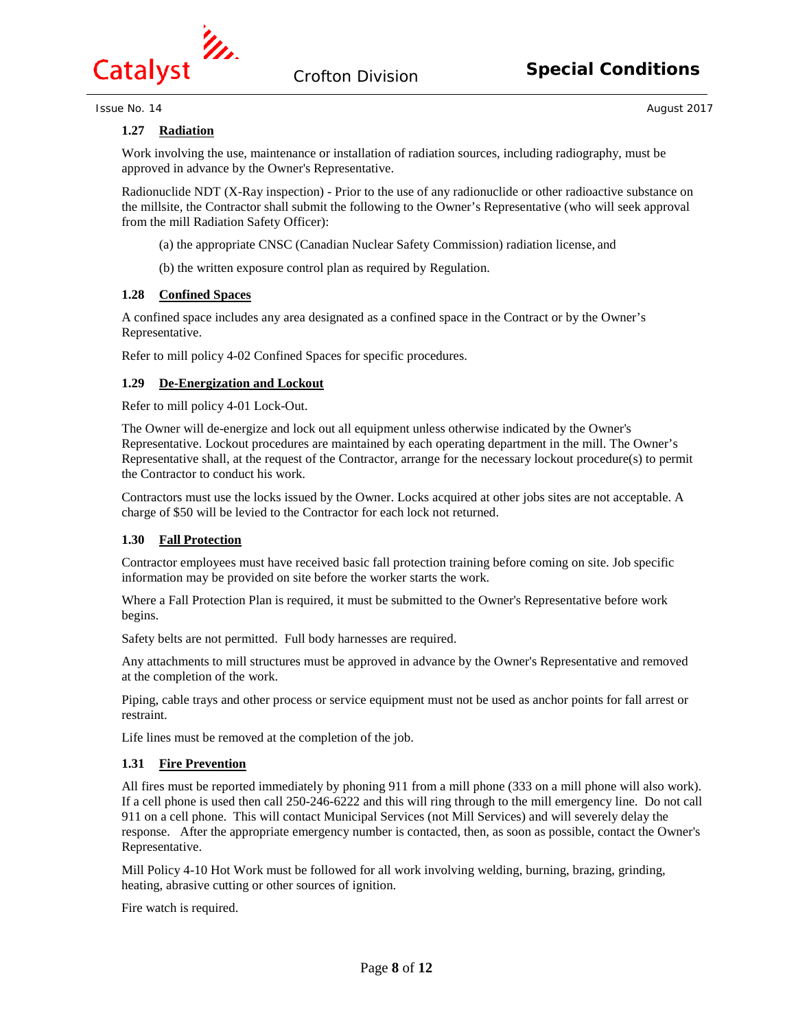### 1.27 Radiation

Work involving the use, maintenance or installation of radiation sources, including radiography, must be approved in advance by the Owner's Representative.

Radionuclide NDT (X-Ray inspection) - Prior to the use of any radionuclide or other radioactive substance on the millsite, the Contractor shall submit the following to the Owner's Representative (who will seek approval from the mill Radiation Safety Officer):

(a) the appropriate CNSC (Canadian Nuclear Safety Commission) radiation license, and

(b) the written exposure control plan as required by Regulation.

### 1.28 Confined Spaces

A confined space includes any area designated as a confined space in the Contract or by the Owner's Representative.

Refer to mill policy 4-02 Confined Spaces for specific procedures.

### 1.29 De-Energization and Lockout

Refer to mill policy 4-01 Lock-Out.

The Owner will de-energize and lock out all equipment unless otherwise indicated by the Owner's Representative. Lockout procedures are maintained by each operating department in the mill. The Owner's Representative shall, at the request of the Contractor, arrange for the necessary lockout procedure(s) to permit the Contractor to conduct his work.

Contractors must use the locks issued by the Owner. Locks acquired at other jobs sites are not acceptable. A charge of $50 will be levied to the Contractor for each lock not returned.

### 1.30 Fall Protection

Contractor employees must have received basic fall protection training before coming on site. Job specific information may be provided on site before the worker starts the work.

Where a Fall Protection Plan is required, it must be submitted to the Owner's Representative before work begins.

Safety belts are not permitted. Full body harnesses are required.

Any attachments to mill structures must be approved in advance by the Owner's Representative and removed at the completion of the work.

Piping, cable trays and other process or service equipment must not be used as anchor points for fall arrest or restraint.

Life lines must be removed at the completion of the job.

### 1.31 Fire Prevention

All fires must be reported immediately by phoning 911 from a mill phone (333 on a mill phone will also work). If a cell phone is used then call 250-246-6222 and this will ring through to the mill emergency line. Do not call 911 on a cell phone. This will contact Municipal Services (not Mill Services) and will severely delay the response. After the appropriate emergency number is contacted, then, as soon as possible, contact the Owner's Representative.

Mill Policy 4-10 Hot Work must be followed for all work involving welding, burning, brazing, grinding, heating, abrasive cutting or other sources of ignition.

Fire watch is required.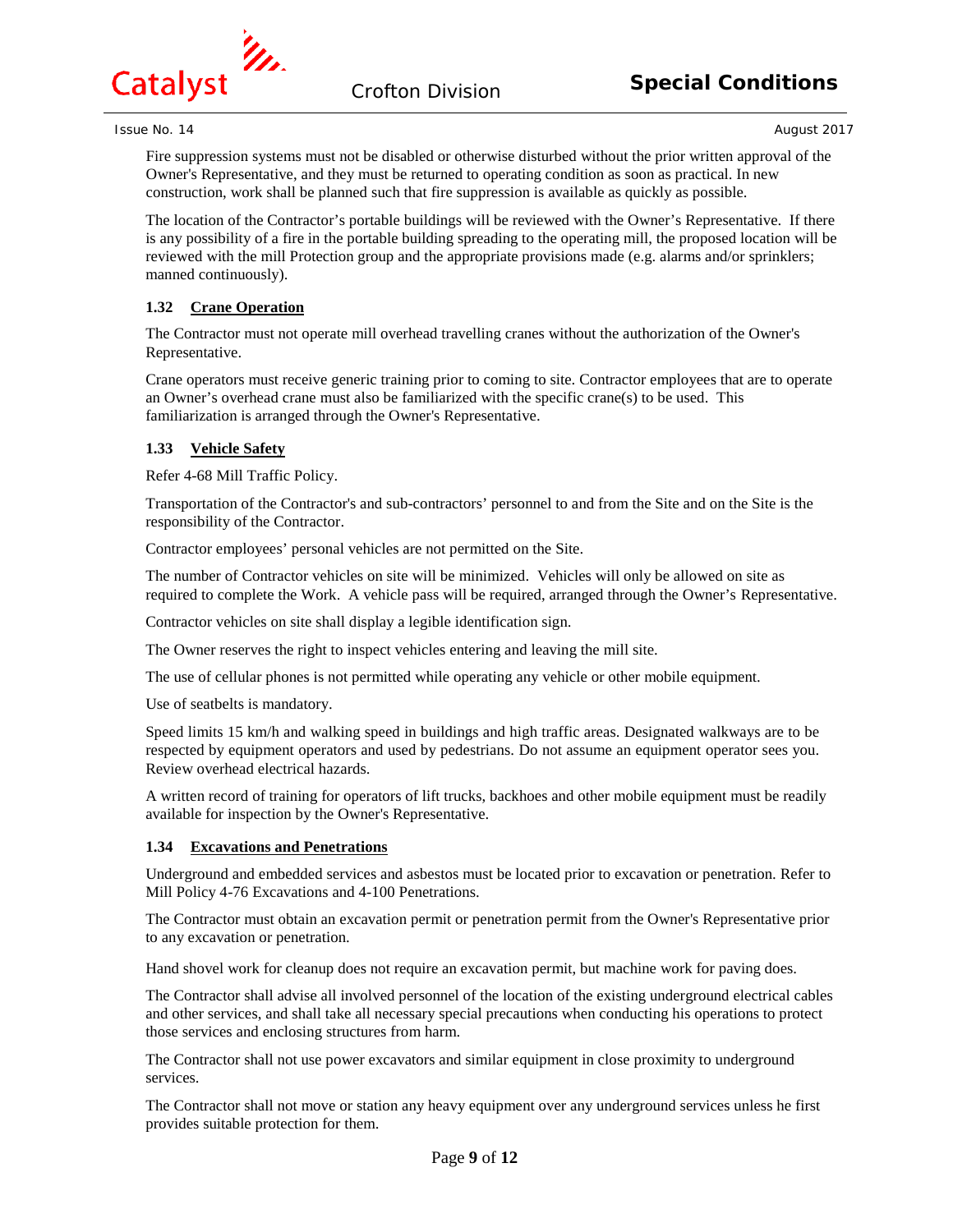Fire suppression systems must not be disabled or otherwise disturbed without the prior written approval of the Owner's Representative, and they must be returned to operating condition as soon as practical. In new construction, work shall be planned such that fire suppression is available as quickly as possible.

The location of the Contractor's portable buildings will be reviewed with the Owner's Representative. If there is any possibility of a fire in the portable building spreading to the operating mill, the proposed location will be reviewed with the mill Protection group and the appropriate provisions made (e.g. alarms and/or sprinklers; manned continuously).

### 1.32 Crane Operation

The Contractor must not operate mill overhead travelling cranes without the authorization of the Owner's Representative.

Crane operators must receive generic training prior to coming to site. Contractor employees that are to operate an Owner's overhead crane must also be familiarized with the specific crane(s) to be used. This familiarization is arranged through the Owner's Representative.

### 1.33 Vehicle Safety

Refer 4-68 Mill Traffic Policy.

Transportation of the Contractor's and sub-contractors' personnel to and from the Site and on the Site is the responsibility of the Contractor.

Contractor employees' personal vehicles are not permitted on the Site.

The number of Contractor vehicles on site will be minimized. Vehicles will only be allowed on site as required to complete the Work. A vehicle pass will be required, arranged through the Owner's Representative.

Contractor vehicles on site shall display a legible identification sign.

The Owner reserves the right to inspect vehicles entering and leaving the mill site.

The use of cellular phones is not permitted while operating any vehicle or other mobile equipment.

Use of seatbelts is mandatory.

Speed limits 15 km/h and walking speed in buildings and high traffic areas. Designated walkways are to be respected by equipment operators and used by pedestrians. Do not assume an equipment operator sees you. Review overhead electrical hazards.

A written record of training for operators of lift trucks, backhoes and other mobile equipment must be readily available for inspection by the Owner's Representative.

### 1.34 Excavations and Penetrations

Underground and embedded services and asbestos must be located prior to excavation or penetration. Refer to Mill Policy 4-76 Excavations and 4-100 Penetrations.

The Contractor must obtain an excavation permit or penetration permit from the Owner's Representative prior to any excavation or penetration.

Hand shovel work for cleanup does not require an excavation permit, but machine work for paving does.

The Contractor shall advise all involved personnel of the location of the existing underground electrical cables and other services, and shall take all necessary special precautions when conducting his operations to protect those services and enclosing structures from harm.

The Contractor shall not use power excavators and similar equipment in close proximity to underground services.

The Contractor shall not move or station any heavy equipment over any underground services unless he first provides suitable protection for them.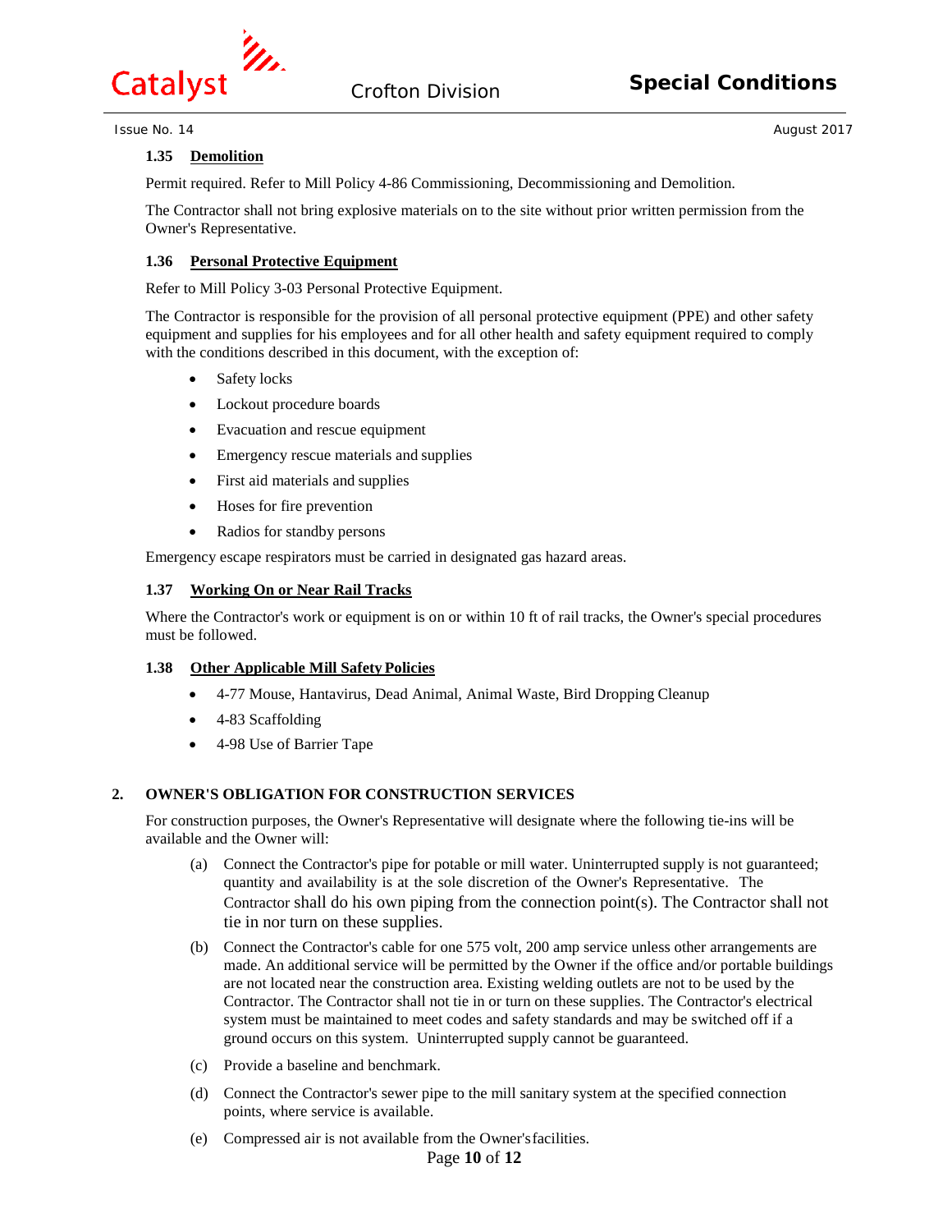### 1.35 Demolition

Permit required. Refer to Mill Policy 4-86 Commissioning, Decommissioning and Demolition.

The Contractor shall not bring explosive materials on to the site without prior written permission from the Owner's Representative.

### 1.36 Personal Protective Equipment

Refer to Mill Policy 3-03 Personal Protective Equipment.

The Contractor is responsible for the provision of all personal protective equipment (PPE) and other safety equipment and supplies for his employees and for all other health and safety equipment required to comply with the conditions described in this document, with the exception of:

- Safety locks
- Lockout procedure boards
- Evacuation and rescue equipment
- Emergency rescue materials and supplies
- First aid materials and supplies
- Hoses for fire prevention
- Radios for standby persons

Emergency escape respirators must be carried in designated gas hazard areas.

### 1.37 Working On or Near Rail Tracks

Where the Contractor's work or equipment is on or within 10 ft of rail tracks, the Owner's special procedures must be followed.

### 1.38 Other Applicable Mill Safety Policies

- 4-77 Mouse, Hantavirus, Dead Animal, Animal Waste, Bird Dropping Cleanup
- 4-83 Scaffolding
- 4-98 Use of Barrier Tape

## 2. OWNER'S OBLIGATION FOR CONSTRUCTION SERVICES

For construction purposes, the Owner's Representative will designate where the following tie-ins will be available and the Owner will:

(a) Connect the Contractor's pipe for potable or mill water. Uninterrupted supply is not guaranteed; quantity and availability is at the sole discretion of the Owner's Representative. The Contractor shall do his own piping from the connection point(s). The Contractor shall not tie in nor turn on these supplies.

(b) Connect the Contractor's cable for one 575 volt, 200 amp service unless other arrangements are made. An additional service will be permitted by the Owner if the office and/or portable buildings are not located near the construction area. Existing welding outlets are not to be used by the Contractor. The Contractor shall not tie in or turn on these supplies. The Contractor's electrical system must be maintained to meet codes and safety standards and may be switched off if a ground occurs on this system. Uninterrupted supply cannot be guaranteed.

(c) Provide a baseline and benchmark.

(d) Connect the Contractor's sewer pipe to the mill sanitary system at the specified connection points, where service is available.

(e) Compressed air is not available from the Owner's facilities.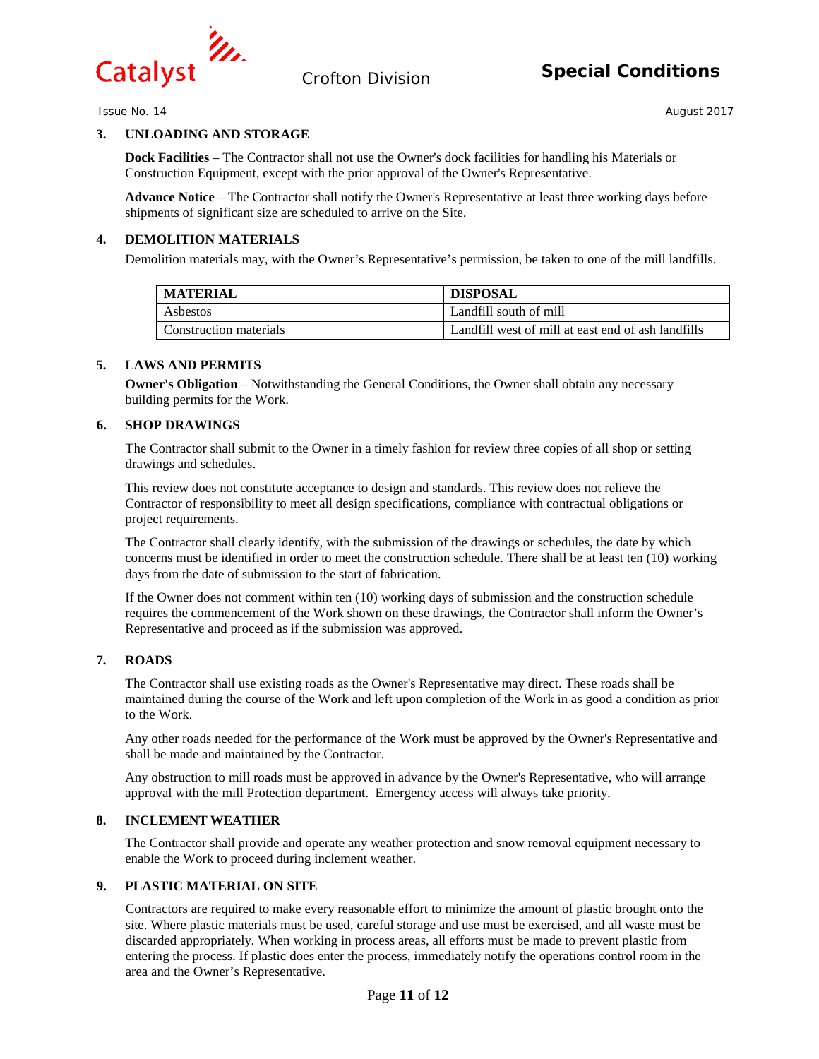## 3. UNLOADING AND STORAGE

**Dock Facilities** – The Contractor shall not use the Owner's dock facilities for handling his Materials or Construction Equipment, except with the prior approval of the Owner's Representative.

**Advance Notice** – The Contractor shall notify the Owner's Representative at least three working days before shipments of significant size are scheduled to arrive on the Site.

## 4. DEMOLITION MATERIALS

Demolition materials may, with the Owner's Representative's permission, be taken to one of the mill landfills.

| MATERIAL | DISPOSAL |
|---|---|
| Asbestos | Landfill south of mill |
| Construction materials | Landfill west of mill at east end of ash landfills |

## 5. LAWS AND PERMITS

**Owner's Obligation** – Notwithstanding the General Conditions, the Owner shall obtain any necessary building permits for the Work.

## 6. SHOP DRAWINGS

The Contractor shall submit to the Owner in a timely fashion for review three copies of all shop or setting drawings and schedules.

This review does not constitute acceptance to design and standards. This review does not relieve the Contractor of responsibility to meet all design specifications, compliance with contractual obligations or project requirements.

The Contractor shall clearly identify, with the submission of the drawings or schedules, the date by which concerns must be identified in order to meet the construction schedule. There shall be at least ten (10) working days from the date of submission to the start of fabrication.

If the Owner does not comment within ten (10) working days of submission and the construction schedule requires the commencement of the Work shown on these drawings, the Contractor shall inform the Owner's Representative and proceed as if the submission was approved.

## 7. ROADS

The Contractor shall use existing roads as the Owner's Representative may direct. These roads shall be maintained during the course of the Work and left upon completion of the Work in as good a condition as prior to the Work.

Any other roads needed for the performance of the Work must be approved by the Owner's Representative and shall be made and maintained by the Contractor.

Any obstruction to mill roads must be approved in advance by the Owner's Representative, who will arrange approval with the mill Protection department. Emergency access will always take priority.

## 8. INCLEMENT WEATHER

The Contractor shall provide and operate any weather protection and snow removal equipment necessary to enable the Work to proceed during inclement weather.

## 9. PLASTIC MATERIAL ON SITE

Contractors are required to make every reasonable effort to minimize the amount of plastic brought onto the site. Where plastic materials must be used, careful storage and use must be exercised, and all waste must be discarded appropriately. When working in process areas, all efforts must be made to prevent plastic from entering the process. If plastic does enter the process, immediately notify the operations control room in the area and the Owner's Representative.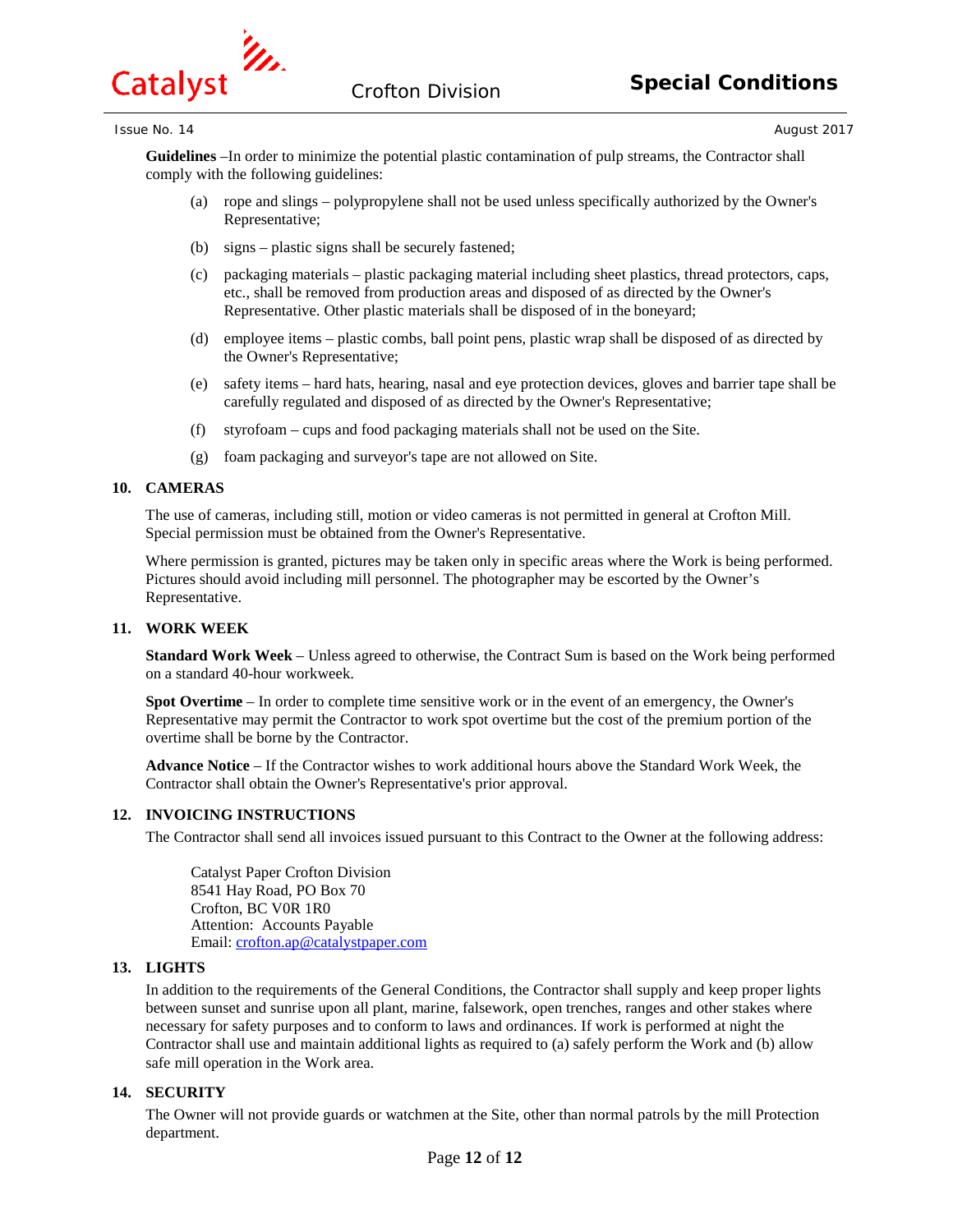**Guidelines** –In order to minimize the potential plastic contamination of pulp streams, the Contractor shall comply with the following guidelines:

(a) rope and slings – polypropylene shall not be used unless specifically authorized by the Owner's Representative;

(b) signs – plastic signs shall be securely fastened;

(c) packaging materials – plastic packaging material including sheet plastics, thread protectors, caps, etc., shall be removed from production areas and disposed of as directed by the Owner's Representative. Other plastic materials shall be disposed of in the boneyard;

(d) employee items – plastic combs, ball point pens, plastic wrap shall be disposed of as directed by the Owner's Representative;

(e) safety items – hard hats, hearing, nasal and eye protection devices, gloves and barrier tape shall be carefully regulated and disposed of as directed by the Owner's Representative;

(f) styrofoam – cups and food packaging materials shall not be used on the Site.

(g) foam packaging and surveyor's tape are not allowed on Site.

## 10. CAMERAS

The use of cameras, including still, motion or video cameras is not permitted in general at Crofton Mill. Special permission must be obtained from the Owner's Representative.

Where permission is granted, pictures may be taken only in specific areas where the Work is being performed. Pictures should avoid including mill personnel. The photographer may be escorted by the Owner's Representative.

## 11. WORK WEEK

**Standard Work Week** – Unless agreed to otherwise, the Contract Sum is based on the Work being performed on a standard 40-hour workweek.

**Spot Overtime** – In order to complete time sensitive work or in the event of an emergency, the Owner's Representative may permit the Contractor to work spot overtime but the cost of the premium portion of the overtime shall be borne by the Contractor.

**Advance Notice** – If the Contractor wishes to work additional hours above the Standard Work Week, the Contractor shall obtain the Owner's Representative's prior approval.

## 12. INVOICING INSTRUCTIONS

The Contractor shall send all invoices issued pursuant to this Contract to the Owner at the following address:

Catalyst Paper Crofton Division
8541 Hay Road, PO Box 70
Crofton, BC V0R 1R0
Attention: Accounts Payable
Email: crofton.ap@catalystpaper.com

## 13. LIGHTS

In addition to the requirements of the General Conditions, the Contractor shall supply and keep proper lights between sunset and sunrise upon all plant, marine, falsework, open trenches, ranges and other stakes where necessary for safety purposes and to conform to laws and ordinances. If work is performed at night the Contractor shall use and maintain additional lights as required to (a) safely perform the Work and (b) allow safe mill operation in the Work area.

## 14. SECURITY

The Owner will not provide guards or watchmen at the Site, other than normal patrols by the mill Protection department.